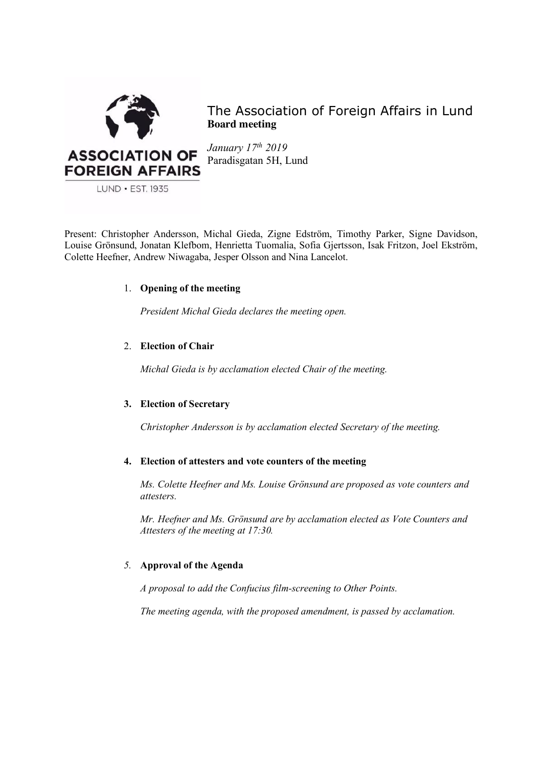ASSOCIATION OF FOREIGN AFFAIRS

LUND • EST. 1935

# The Association of Foreign Affairs in Lund

**Board meeting**

*January 17th 2019*

Paradisgatan 5H, Lund

Present: Christopher Andersson, Michal Gieda, Zigne Edström, Timothy Parker, Signe Davidson, Louise Grönsund, Jonatan Klefbom, Henrietta Tuomalia, Sofia Gjertsson, Isak Fritzon, Joel Ekström, Colette Heefner, Andrew Niwagaba, Jesper Olsson and Nina Lancelot.

1. **Opening of the meeting**

   *President Michal Gieda declares the meeting open.*

2. **Election of Chair**

   *Michal Gieda is by acclamation elected Chair of the meeting.*

3. **Election of Secretary**

   *Christopher Andersson is by acclamation elected Secretary of the meeting.*

4. **Election of attesters and vote counters of the meeting**

   *Ms. Colette Heefner and Ms. Louise Grönsund are proposed as vote counters and attesters.*

   *Mr. Heefner and Ms. Grönsund are by acclamation elected as Vote Counters and Attesters of the meeting at 17:30.*

5. **Approval of the Agenda**

   *A proposal to add the Confucius film-screening to Other Points.*

   *The meeting agenda, with the proposed amendment, is passed by acclamation.*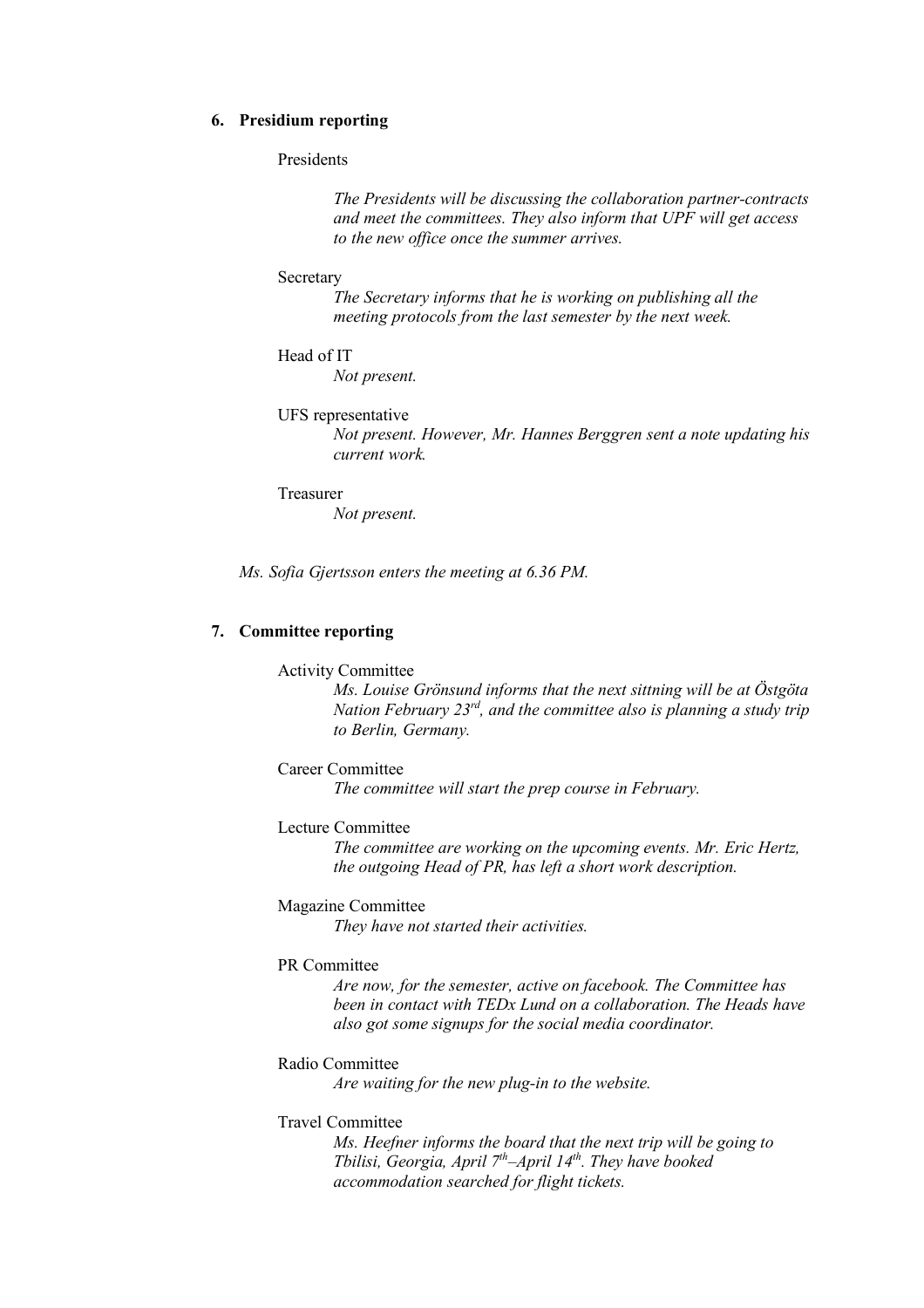## 6. Presidium reporting

Presidents

*The Presidents will be discussing the collaboration partner-contracts and meet the committees. They also inform that UPF will get access to the new office once the summer arrives.*

Secretary

*The Secretary informs that he is working on publishing all the meeting protocols from the last semester by the next week.*

Head of IT

*Not present.*

UFS representative

*Not present. However, Mr. Hannes Berggren sent a note updating his current work.*

Treasurer

*Not present.*

*Ms. Sofia Gjertsson enters the meeting at 6.36 PM.*

## 7. Committee reporting

Activity Committee

*Ms. Louise Grönsund informs that the next sittning will be at Östgöta Nation February 23rd, and the committee also is planning a study trip to Berlin, Germany.*

Career Committee

*The committee will start the prep course in February.*

Lecture Committee

*The committee are working on the upcoming events. Mr. Eric Hertz, the outgoing Head of PR, has left a short work description.*

Magazine Committee

*They have not started their activities.*

PR Committee

*Are now, for the semester, active on facebook. The Committee has been in contact with TEDx Lund on a collaboration. The Heads have also got some signups for the social media coordinator.*

Radio Committee

*Are waiting for the new plug-in to the website.*

Travel Committee

*Ms. Heefner informs the board that the next trip will be going to Tbilisi, Georgia, April 7th–April 14th. They have booked accommodation searched for flight tickets.*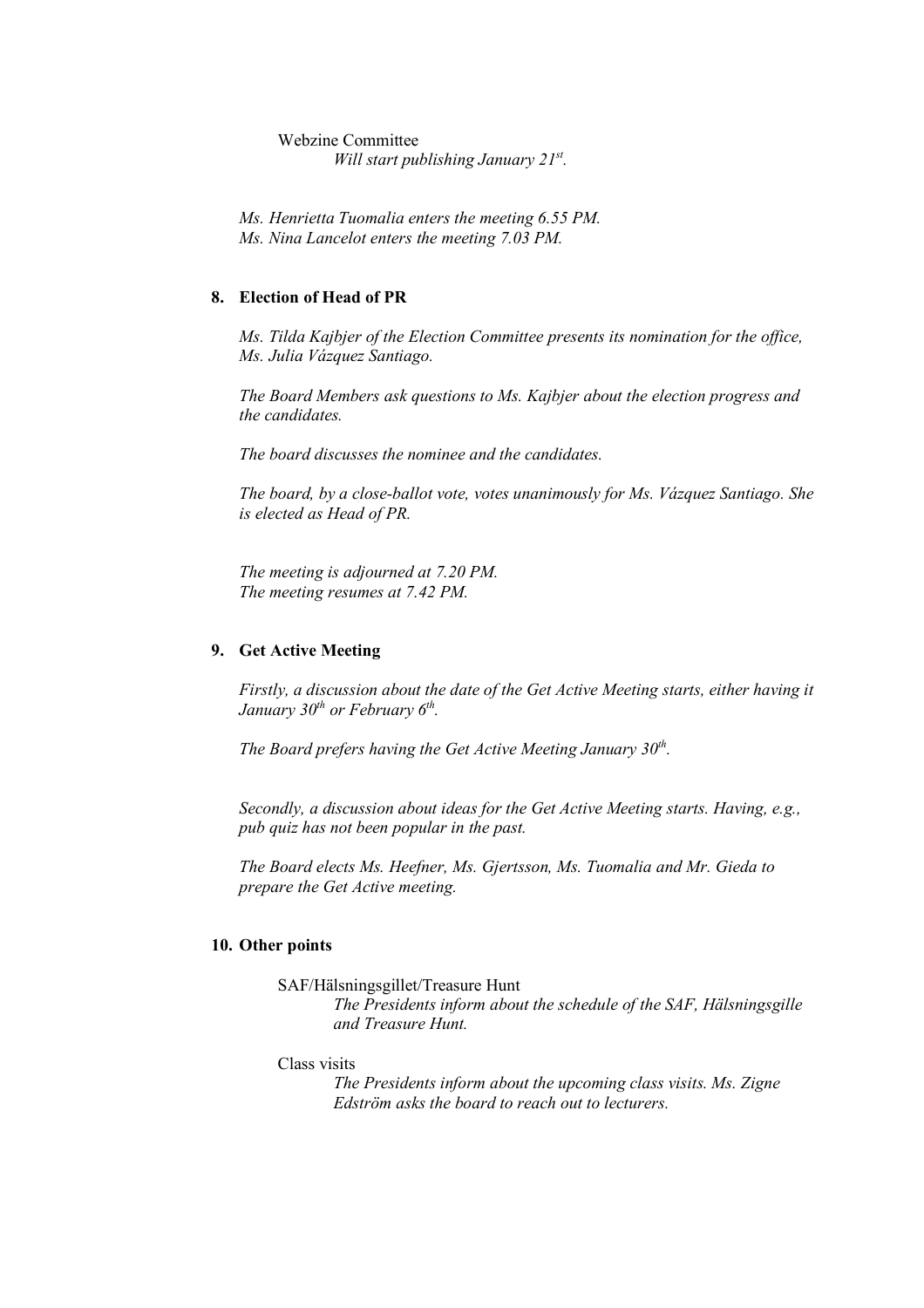Webzine Committee

*Will start publishing January 21st.*

*Ms. Henrietta Tuomalia enters the meeting 6.55 PM.*
*Ms. Nina Lancelot enters the meeting 7.03 PM.*

## 8. Election of Head of PR

*Ms. Tilda Kajbjer of the Election Committee presents its nomination for the office, Ms. Julia Vázquez Santiago.*

*The Board Members ask questions to Ms. Kajbjer about the election progress and the candidates.*

*The board discusses the nominee and the candidates.*

*The board, by a close-ballot vote, votes unanimously for Ms. Vázquez Santiago. She is elected as Head of PR.*

*The meeting is adjourned at 7.20 PM.*
*The meeting resumes at 7.42 PM.*

## 9. Get Active Meeting

*Firstly, a discussion about the date of the Get Active Meeting starts, either having it January 30th or February 6th.*

*The Board prefers having the Get Active Meeting January 30th.*

*Secondly, a discussion about ideas for the Get Active Meeting starts. Having, e.g., pub quiz has not been popular in the past.*

*The Board elects Ms. Heefner, Ms. Gjertsson, Ms. Tuomalia and Mr. Gieda to prepare the Get Active meeting.*

## 10. Other points

SAF/Hälsningsgillet/Treasure Hunt

*The Presidents inform about the schedule of the SAF, Hälsningsgille and Treasure Hunt.*

Class visits

*The Presidents inform about the upcoming class visits. Ms. Zigne Edström asks the board to reach out to lecturers.*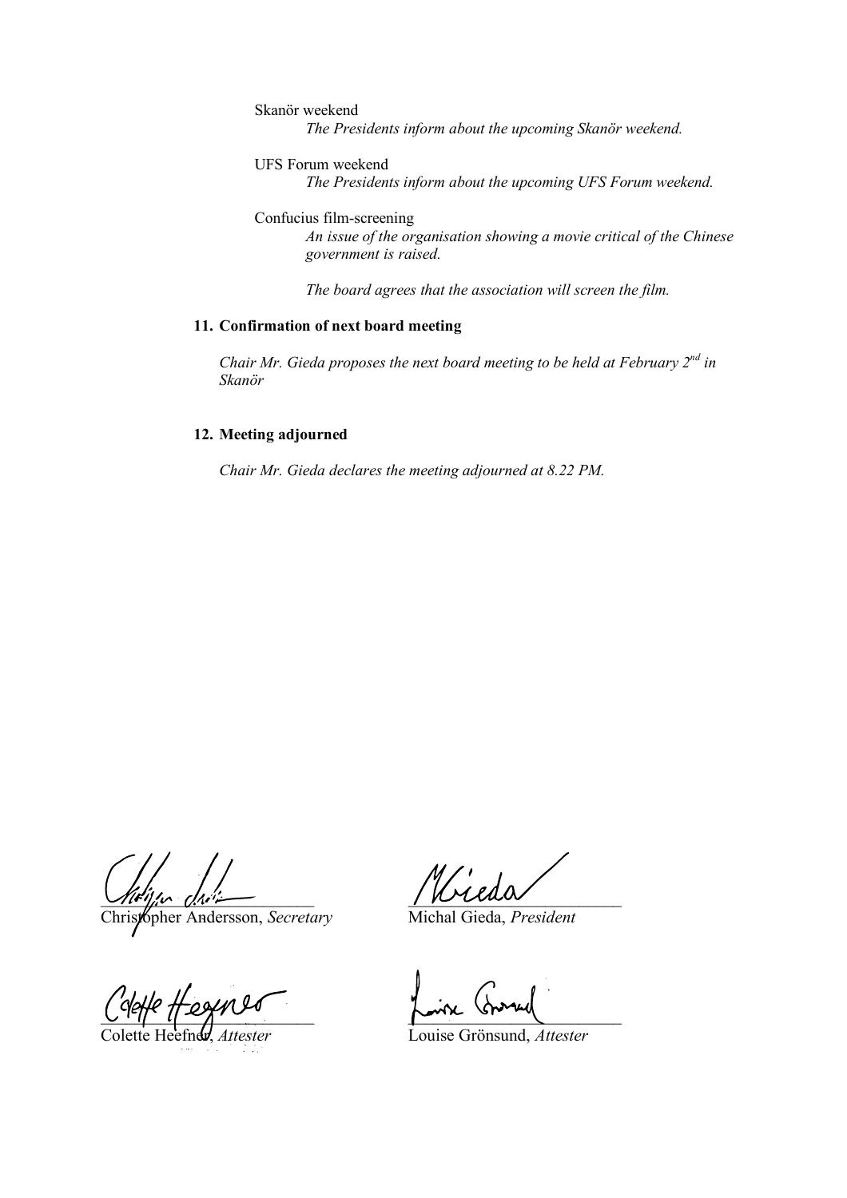Skanör weekend

*The Presidents inform about the upcoming Skanör weekend.*

UFS Forum weekend

*The Presidents inform about the upcoming UFS Forum weekend.*

Confucius film-screening

*An issue of the organisation showing a movie critical of the Chinese government is raised.*

*The board agrees that the association will screen the film.*

**11. Confirmation of next board meeting**

*Chair Mr. Gieda proposes the next board meeting to be held at February 2nd in Skanör*

**12. Meeting adjourned**

*Chair Mr. Gieda declares the meeting adjourned at 8.22 PM.*

Christopher Andersson, *Secretary*

Michal Gieda, *President*

Colette Heefner, *Attester*

Louise Grönsund, *Attester*